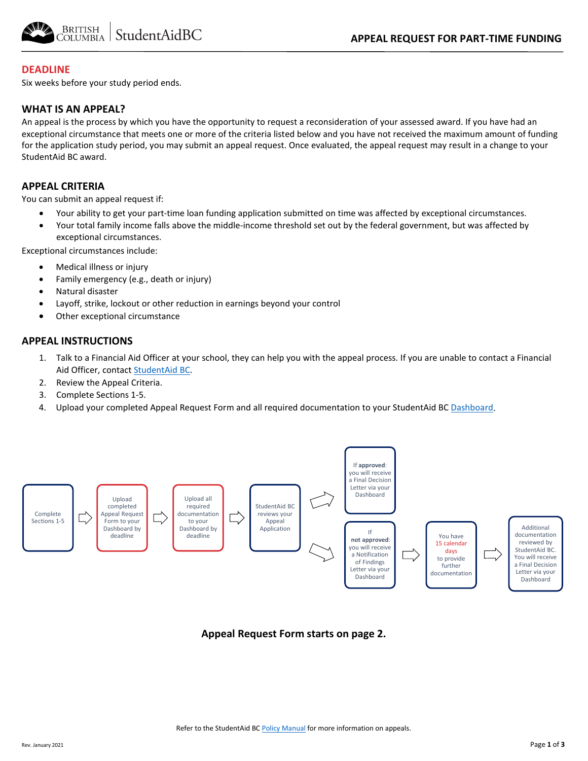# APPEAL REQUEST FOR PART-TIME FUNDING

## DEADLINE

Six weeks before your study period ends.

## WHAT IS AN APPEAL?

An appeal is the process by which you have the opportunity to request a reconsideration of your assessed award. If you have had an exceptional circumstance that meets one or more of the criteria listed below and you have not received the maximum amount of funding for the application study period, you may submit an appeal request. Once evaluated, the appeal request may result in a change to your StudentAid BC award.

## APPEAL CRITERIA

You can submit an appeal request if:

- Your ability to get your part-time loan funding application submitted on time was affected by exceptional circumstances.
- Your total family income falls above the middle-income threshold set out by the federal government, but was affected by exceptional circumstances.

Exceptional circumstances include:

- Medical illness or injury
- Family emergency (e.g., death or injury)
- Natural disaster
- Layoff, strike, lockout or other reduction in earnings beyond your control
- Other exceptional circumstance

## APPEAL INSTRUCTIONS

1. Talk to a Financial Aid Officer at your school, they can help you with the appeal process. If you are unable to contact a Financial Aid Officer, contact StudentAid BC.
2. Review the Appeal Criteria.
3. Complete Sections 1-5.
4. Upload your completed Appeal Request Form and all required documentation to your StudentAid BC Dashboard.

Complete Sections 1-5 → Upload completed Appeal Request Form to your Dashboard by deadline → Upload all required documentation to your Dashboard by deadline → StudentAid BC reviews your Appeal Application →

- If **approved**: you will receive a Final Decision Letter via your Dashboard
- If **not approved**: you will receive a Notification of Findings Letter via your Dashboard → You have 15 calendar days to provide further documentation → Additional documentation reviewed by StudentAid BC. You will receive a Final Decision Letter via your Dashboard

**Appeal Request Form starts on page 2.**

Refer to the StudentAid BC Policy Manual for more information on appeals.

Rev. January 2021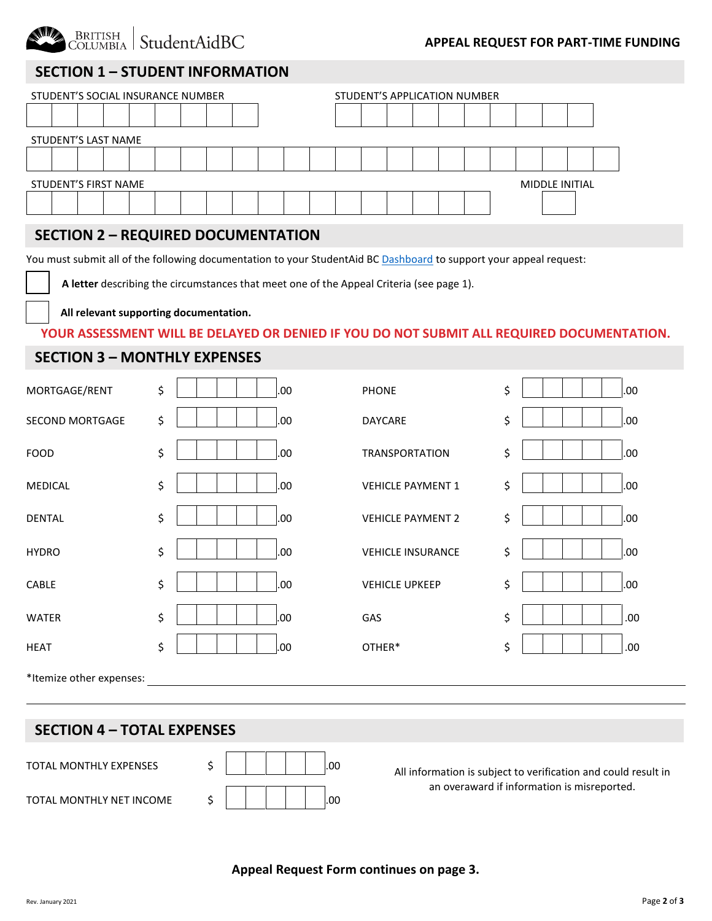**APPEAL REQUEST FOR PART-TIME FUNDING**

## SECTION 1 – STUDENT INFORMATION

STUDENT'S SOCIAL INSURANCE NUMBER

STUDENT'S APPLICATION NUMBER

STUDENT'S LAST NAME

STUDENT'S FIRST NAME

MIDDLE INITIAL

## SECTION 2 – REQUIRED DOCUMENTATION

You must submit all of the following documentation to your StudentAid BC Dashboard to support your appeal request:

- ☐ **A letter** describing the circumstances that meet one of the Appeal Criteria (see page 1).
- ☐ **All relevant supporting documentation.**

**YOUR ASSESSMENT WILL BE DELAYED OR DENIED IF YOU DO NOT SUBMIT ALL REQUIRED DOCUMENTATION.**

## SECTION 3 – MONTHLY EXPENSES

| | | | |
|---|---|---|---|
| MORTGAGE/RENT | $ .00 | PHONE | $ .00 |
| SECOND MORTGAGE | $ .00 | DAYCARE | $ .00 |
| FOOD | $ .00 | TRANSPORTATION | $ .00 |
| MEDICAL | $ .00 | VEHICLE PAYMENT 1 | $ .00 |
| DENTAL | $ .00 | VEHICLE PAYMENT 2 | $ .00 |
| HYDRO | $ .00 | VEHICLE INSURANCE | $ .00 |
| CABLE | $ .00 | VEHICLE UPKEEP | $ .00 |
| WATER | $ .00 | GAS | $ .00 |
| HEAT | $ .00 | OTHER* | $ .00 |

*Itemize other expenses: ____________________

## SECTION 4 – TOTAL EXPENSES

| | |
|---|---|
| TOTAL MONTHLY EXPENSES | $ .00 |
| TOTAL MONTHLY NET INCOME | $ .00 |

All information is subject to verification and could result in an overaward if information is misreported.

**Appeal Request Form continues on page 3.**

Rev. January 2021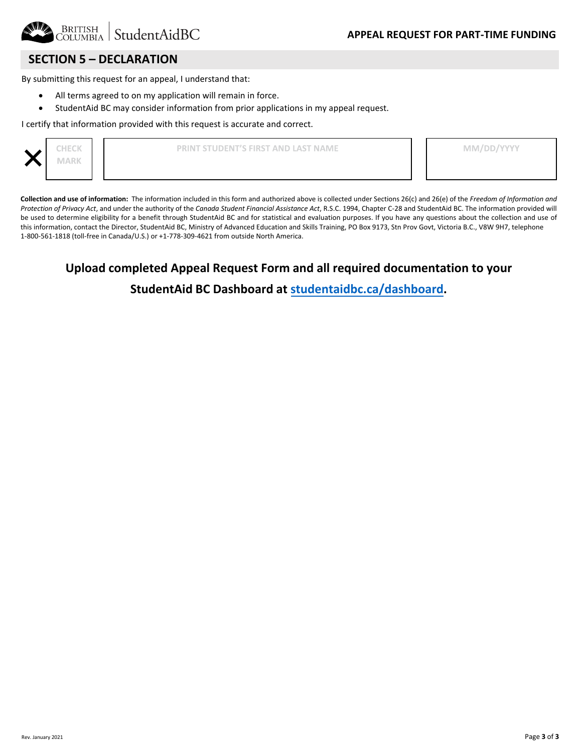## SECTION 5 – DECLARATION

By submitting this request for an appeal, I understand that:

- All terms agreed to on my application will remain in force.
- StudentAid BC may consider information from prior applications in my appeal request.

I certify that information provided with this request is accurate and correct.

| ✕ CHECK MARK | PRINT STUDENT'S FIRST AND LAST NAME | MM/DD/YYYY |
|---|---|---|
| | | |

**Collection and use of information:** The information included in this form and authorized above is collected under Sections 26(c) and 26(e) of the *Freedom of Information and Protection of Privacy Act*, and under the authority of the *Canada Student Financial Assistance Act*, R.S.C. 1994, Chapter C-28 and StudentAid BC. The information provided will be used to determine eligibility for a benefit through StudentAid BC and for statistical and evaluation purposes. If you have any questions about the collection and use of this information, contact the Director, StudentAid BC, Ministry of Advanced Education and Skills Training, PO Box 9173, Stn Prov Govt, Victoria B.C., V8W 9H7, telephone 1-800-561-1818 (toll-free in Canada/U.S.) or +1-778-309-4621 from outside North America.

**Upload completed Appeal Request Form and all required documentation to your StudentAid BC Dashboard at studentaidbc.ca/dashboard.**

Rev. January 2021